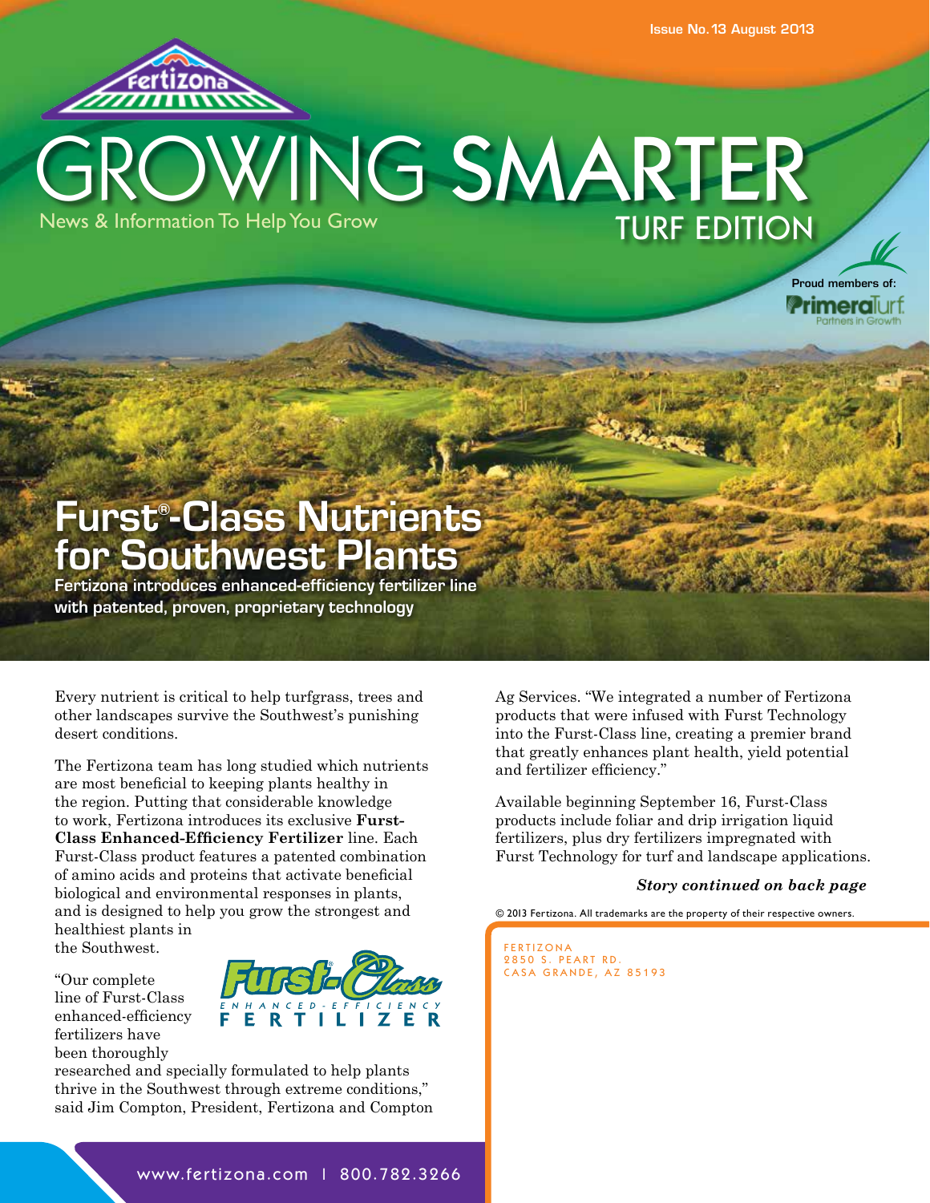Issue No. 13 August 2013

# GROWING SMARTER

News & Information To Help You Grow

TURF EDITION

Proud members of: PrimeraTurf Partners in Growth

## Furst®-Class Nutrients for Southwest Plants

**Fertizona introduces enhanced-efficiency fertilizer line with patented, proven, proprietary technology**

Every nutrient is critical to help turfgrass, trees and other landscapes survive the Southwest's punishing desert conditions.

The Fertizona team has long studied which nutrients are most beneficial to keeping plants healthy in the region. Putting that considerable knowledge to work, Fertizona introduces its exclusive **Furst-Class Enhanced-Efficiency Fertilizer** line. Each Furst-Class product features a patented combination of amino acids and proteins that activate beneficial biological and environmental responses in plants, and is designed to help you grow the strongest and healthiest plants in the Southwest.

"Our complete line of Furst-Class enhanced-efficiency fertilizers have been thoroughly researched and specially formulated to help plants thrive in the Southwest through extreme conditions," said Jim Compton, President, Fertizona and Compton Ag Services. "We integrated a number of Fertizona products that were infused with Furst Technology into the Furst-Class line, creating a premier brand that greatly enhances plant health, yield potential and fertilizer efficiency."

Available beginning September 16, Furst-Class products include foliar and drip irrigation liquid fertilizers, plus dry fertilizers impregnated with Furst Technology for turf and landscape applications.

***Story continued on back page***

© 2013 Fertizona. All trademarks are the property of their respective owners.

FERTIZONA
2850 S. PEART RD.
CASA GRANDE, AZ 85193

www.fertizona.com | 800.782.3266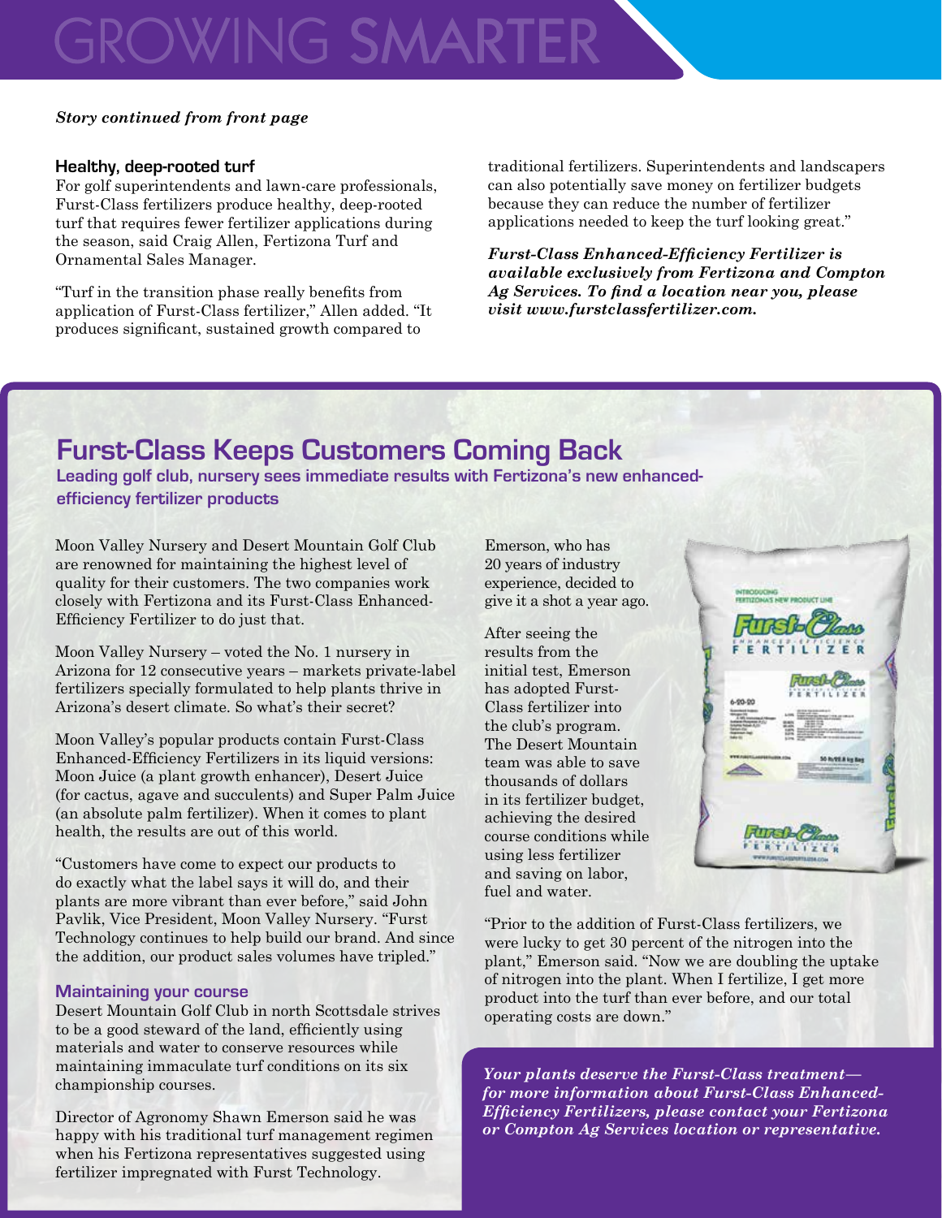# GROWING SMARTER

*Story continued from front page*

### Healthy, deep-rooted turf

For golf superintendents and lawn-care professionals, Furst-Class fertilizers produce healthy, deep-rooted turf that requires fewer fertilizer applications during the season, said Craig Allen, Fertizona Turf and Ornamental Sales Manager.

"Turf in the transition phase really benefits from application of Furst-Class fertilizer," Allen added. "It produces significant, sustained growth compared to traditional fertilizers. Superintendents and landscapers can also potentially save money on fertilizer budgets because they can reduce the number of fertilizer applications needed to keep the turf looking great."

***Furst-Class Enhanced-Efficiency Fertilizer is available exclusively from Fertizona and Compton Ag Services. To find a location near you, please visit www.furstclassfertilizer.com.***

## Furst-Class Keeps Customers Coming Back

**Leading golf club, nursery sees immediate results with Fertizona's new enhanced-efficiency fertilizer products**

Moon Valley Nursery and Desert Mountain Golf Club are renowned for maintaining the highest level of quality for their customers. The two companies work closely with Fertizona and its Furst-Class Enhanced-Efficiency Fertilizer to do just that.

Moon Valley Nursery – voted the No. 1 nursery in Arizona for 12 consecutive years – markets private-label fertilizers specially formulated to help plants thrive in Arizona's desert climate. So what's their secret?

Moon Valley's popular products contain Furst-Class Enhanced-Efficiency Fertilizers in its liquid versions: Moon Juice (a plant growth enhancer), Desert Juice (for cactus, agave and succulents) and Super Palm Juice (an absolute palm fertilizer). When it comes to plant health, the results are out of this world.

"Customers have come to expect our products to do exactly what the label says it will do, and their plants are more vibrant than ever before," said John Pavlik, Vice President, Moon Valley Nursery. "Furst Technology continues to help build our brand. And since the addition, our product sales volumes have tripled."

### Maintaining your course

Desert Mountain Golf Club in north Scottsdale strives to be a good steward of the land, efficiently using materials and water to conserve resources while maintaining immaculate turf conditions on its six championship courses.

Director of Agronomy Shawn Emerson said he was happy with his traditional turf management regimen when his Fertizona representatives suggested using fertilizer impregnated with Furst Technology. Emerson, who has 20 years of industry experience, decided to give it a shot a year ago.

After seeing the results from the initial test, Emerson has adopted Furst-Class fertilizer into the club's program. The Desert Mountain team was able to save thousands of dollars in its fertilizer budget, achieving the desired course conditions while using less fertilizer and saving on labor, fuel and water.

"Prior to the addition of Furst-Class fertilizers, we were lucky to get 30 percent of the nitrogen into the plant," Emerson said. "Now we are doubling the uptake of nitrogen into the plant. When I fertilize, I get more product into the turf than ever before, and our total operating costs are down."

***Your plants deserve the Furst-Class treatment—for more information about Furst-Class Enhanced-Efficiency Fertilizers, please contact your Fertizona or Compton Ag Services location or representative.***